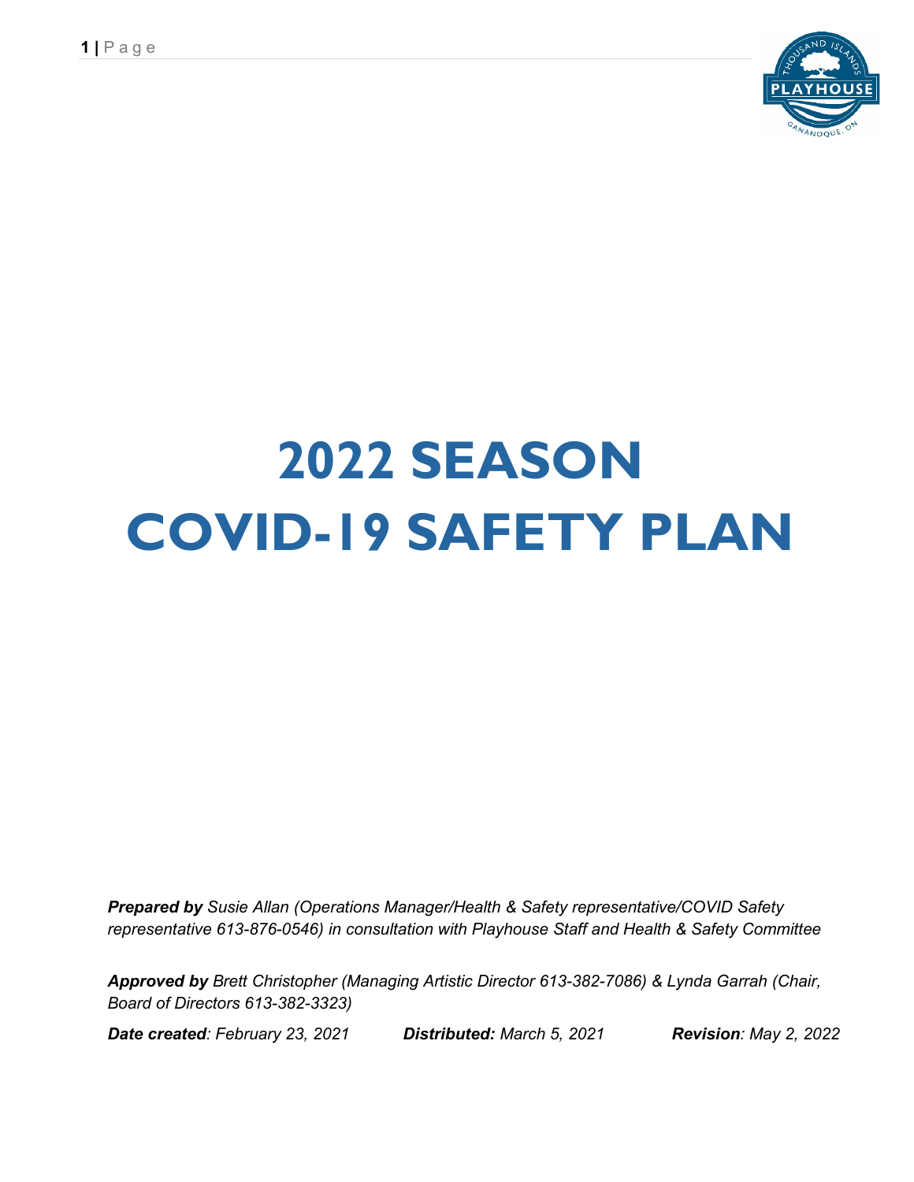# 2022 SEASON COVID-19 SAFETY PLAN

***Prepared by** Susie Allan (Operations Manager/Health & Safety representative/COVID Safety representative 613-876-0546) in consultation with Playhouse Staff and Health & Safety Committee*

***Approved by** Brett Christopher (Managing Artistic Director 613-382-7086) & Lynda Garrah (Chair, Board of Directors 613-382-3323)*

***Date created**: February 23, 2021* ***Distributed:** March 5, 2021* ***Revision**: May 2, 2022*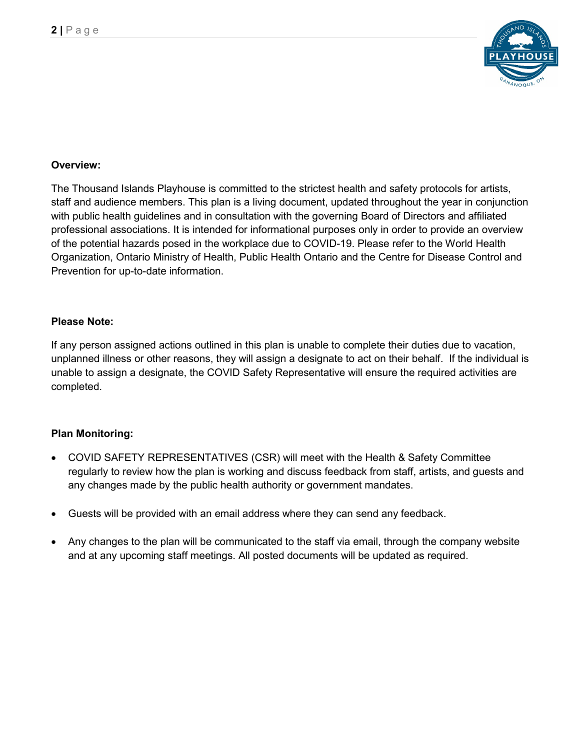**Overview:**

The Thousand Islands Playhouse is committed to the strictest health and safety protocols for artists, staff and audience members. This plan is a living document, updated throughout the year in conjunction with public health guidelines and in consultation with the governing Board of Directors and affiliated professional associations. It is intended for informational purposes only in order to provide an overview of the potential hazards posed in the workplace due to COVID-19. Please refer to the World Health Organization, Ontario Ministry of Health, Public Health Ontario and the Centre for Disease Control and Prevention for up-to-date information.

**Please Note:**

If any person assigned actions outlined in this plan is unable to complete their duties due to vacation, unplanned illness or other reasons, they will assign a designate to act on their behalf. If the individual is unable to assign a designate, the COVID Safety Representative will ensure the required activities are completed.

**Plan Monitoring:**

- COVID SAFETY REPRESENTATIVES (CSR) will meet with the Health & Safety Committee regularly to review how the plan is working and discuss feedback from staff, artists, and guests and any changes made by the public health authority or government mandates.
- Guests will be provided with an email address where they can send any feedback.
- Any changes to the plan will be communicated to the staff via email, through the company website and at any upcoming staff meetings. All posted documents will be updated as required.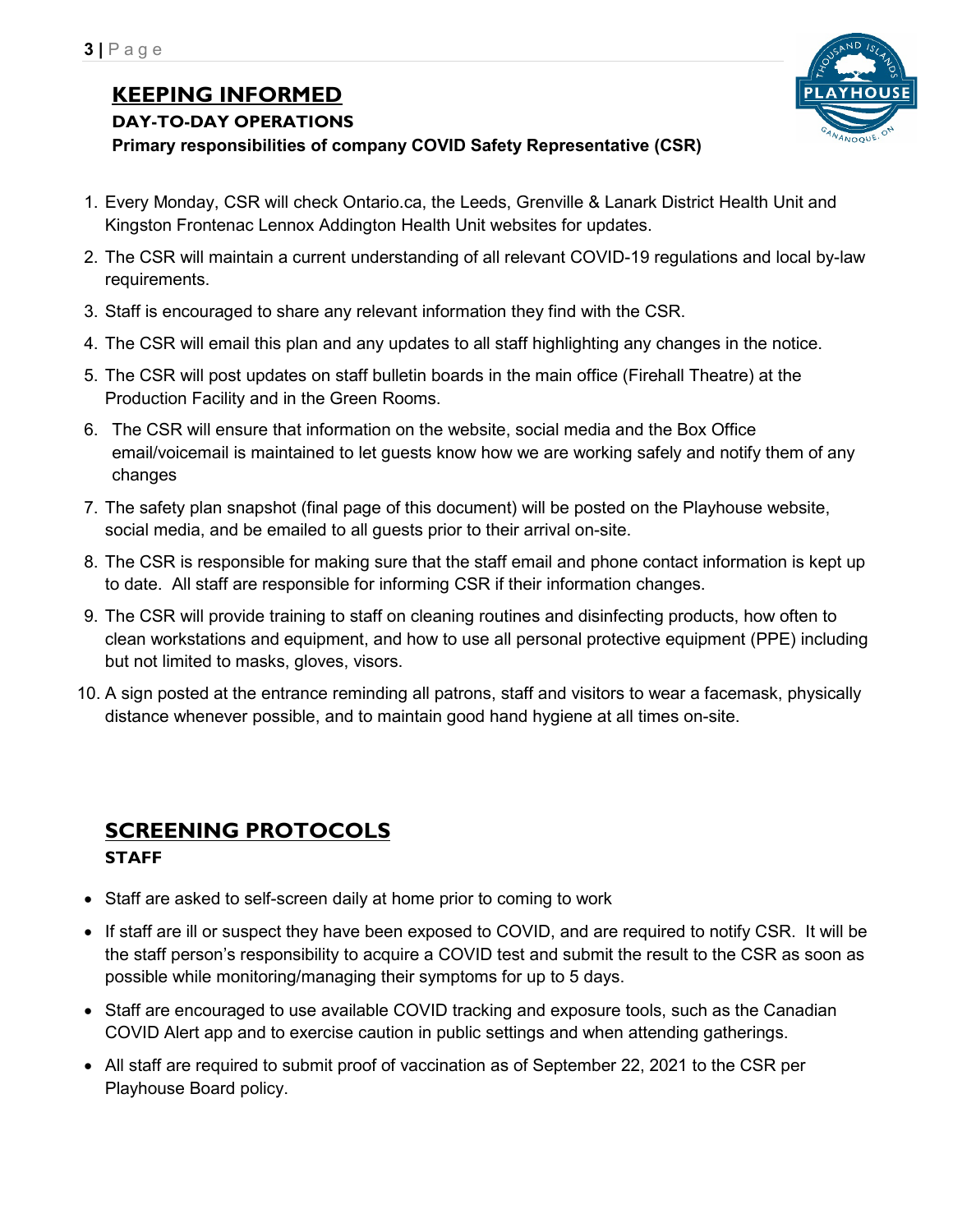## KEEPING INFORMED

### DAY-TO-DAY OPERATIONS

**Primary responsibilities of company COVID Safety Representative (CSR)**

1. Every Monday, CSR will check Ontario.ca, the Leeds, Grenville & Lanark District Health Unit and Kingston Frontenac Lennox Addington Health Unit websites for updates.
2. The CSR will maintain a current understanding of all relevant COVID-19 regulations and local by-law requirements.
3. Staff is encouraged to share any relevant information they find with the CSR.
4. The CSR will email this plan and any updates to all staff highlighting any changes in the notice.
5. The CSR will post updates on staff bulletin boards in the main office (Firehall Theatre) at the Production Facility and in the Green Rooms.
6. The CSR will ensure that information on the website, social media and the Box Office email/voicemail is maintained to let guests know how we are working safely and notify them of any changes
7. The safety plan snapshot (final page of this document) will be posted on the Playhouse website, social media, and be emailed to all guests prior to their arrival on-site.
8. The CSR is responsible for making sure that the staff email and phone contact information is kept up to date. All staff are responsible for informing CSR if their information changes.
9. The CSR will provide training to staff on cleaning routines and disinfecting products, how often to clean workstations and equipment, and how to use all personal protective equipment (PPE) including but not limited to masks, gloves, visors.
10. A sign posted at the entrance reminding all patrons, staff and visitors to wear a facemask, physically distance whenever possible, and to maintain good hand hygiene at all times on-site.

## SCREENING PROTOCOLS

### STAFF

- Staff are asked to self-screen daily at home prior to coming to work
- If staff are ill or suspect they have been exposed to COVID, and are required to notify CSR. It will be the staff person's responsibility to acquire a COVID test and submit the result to the CSR as soon as possible while monitoring/managing their symptoms for up to 5 days.
- Staff are encouraged to use available COVID tracking and exposure tools, such as the Canadian COVID Alert app and to exercise caution in public settings and when attending gatherings.
- All staff are required to submit proof of vaccination as of September 22, 2021 to the CSR per Playhouse Board policy.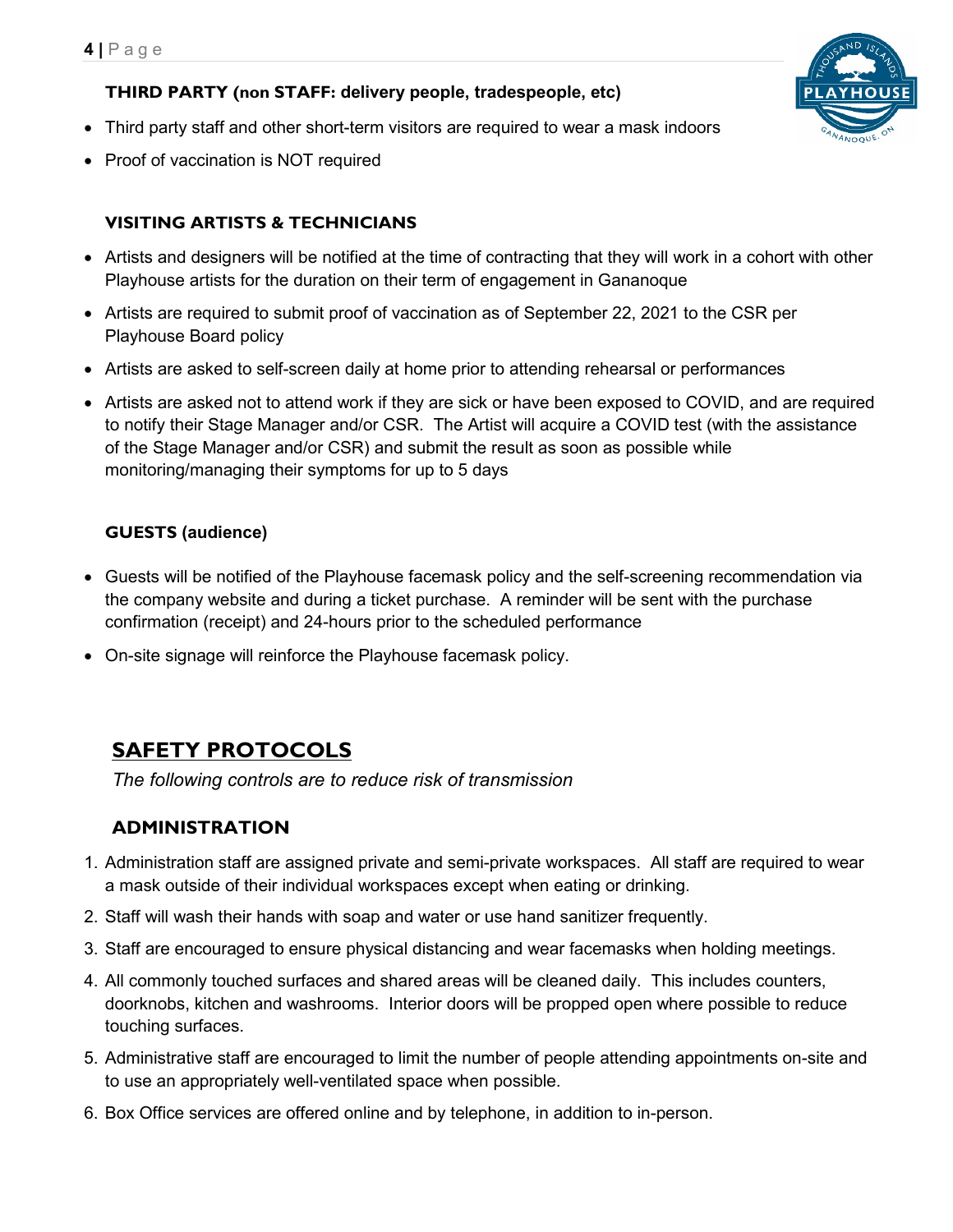### THIRD PARTY (non STAFF: delivery people, tradespeople, etc)

- Third party staff and other short-term visitors are required to wear a mask indoors
- Proof of vaccination is NOT required

### VISITING ARTISTS & TECHNICIANS

- Artists and designers will be notified at the time of contracting that they will work in a cohort with other Playhouse artists for the duration on their term of engagement in Gananoque
- Artists are required to submit proof of vaccination as of September 22, 2021 to the CSR per Playhouse Board policy
- Artists are asked to self-screen daily at home prior to attending rehearsal or performances
- Artists are asked not to attend work if they are sick or have been exposed to COVID, and are required to notify their Stage Manager and/or CSR. The Artist will acquire a COVID test (with the assistance of the Stage Manager and/or CSR) and submit the result as soon as possible while monitoring/managing their symptoms for up to 5 days

### GUESTS (audience)

- Guests will be notified of the Playhouse facemask policy and the self-screening recommendation via the company website and during a ticket purchase. A reminder will be sent with the purchase confirmation (receipt) and 24-hours prior to the scheduled performance
- On-site signage will reinforce the Playhouse facemask policy.

## SAFETY PROTOCOLS

*The following controls are to reduce risk of transmission*

### ADMINISTRATION

1. Administration staff are assigned private and semi-private workspaces. All staff are required to wear a mask outside of their individual workspaces except when eating or drinking.
2. Staff will wash their hands with soap and water or use hand sanitizer frequently.
3. Staff are encouraged to ensure physical distancing and wear facemasks when holding meetings.
4. All commonly touched surfaces and shared areas will be cleaned daily. This includes counters, doorknobs, kitchen and washrooms. Interior doors will be propped open where possible to reduce touching surfaces.
5. Administrative staff are encouraged to limit the number of people attending appointments on-site and to use an appropriately well-ventilated space when possible.
6. Box Office services are offered online and by telephone, in addition to in-person.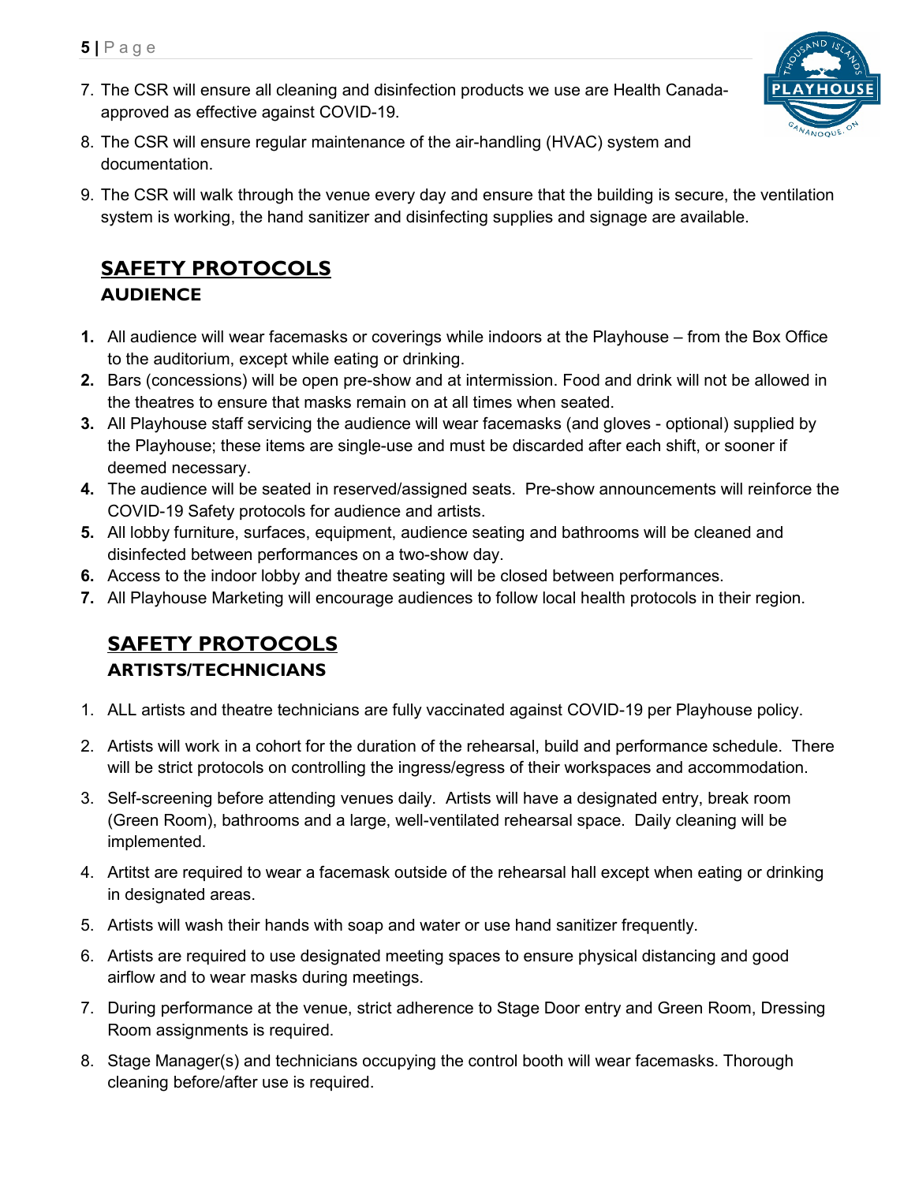7. The CSR will ensure all cleaning and disinfection products we use are Health Canada-approved as effective against COVID-19.
8. The CSR will ensure regular maintenance of the air-handling (HVAC) system and documentation.
9. The CSR will walk through the venue every day and ensure that the building is secure, the ventilation system is working, the hand sanitizer and disinfecting supplies and signage are available.

## SAFETY PROTOCOLS

### AUDIENCE

1. All audience will wear facemasks or coverings while indoors at the Playhouse – from the Box Office to the auditorium, except while eating or drinking.
2. Bars (concessions) will be open pre-show and at intermission. Food and drink will not be allowed in the theatres to ensure that masks remain on at all times when seated.
3. All Playhouse staff servicing the audience will wear facemasks (and gloves - optional) supplied by the Playhouse; these items are single-use and must be discarded after each shift, or sooner if deemed necessary.
4. The audience will be seated in reserved/assigned seats. Pre-show announcements will reinforce the COVID-19 Safety protocols for audience and artists.
5. All lobby furniture, surfaces, equipment, audience seating and bathrooms will be cleaned and disinfected between performances on a two-show day.
6. Access to the indoor lobby and theatre seating will be closed between performances.
7. All Playhouse Marketing will encourage audiences to follow local health protocols in their region.

## SAFETY PROTOCOLS

### ARTISTS/TECHNICIANS

1. ALL artists and theatre technicians are fully vaccinated against COVID-19 per Playhouse policy.
2. Artists will work in a cohort for the duration of the rehearsal, build and performance schedule. There will be strict protocols on controlling the ingress/egress of their workspaces and accommodation.
3. Self-screening before attending venues daily. Artists will have a designated entry, break room (Green Room), bathrooms and a large, well-ventilated rehearsal space. Daily cleaning will be implemented.
4. Artitst are required to wear a facemask outside of the rehearsal hall except when eating or drinking in designated areas.
5. Artists will wash their hands with soap and water or use hand sanitizer frequently.
6. Artists are required to use designated meeting spaces to ensure physical distancing and good airflow and to wear masks during meetings.
7. During performance at the venue, strict adherence to Stage Door entry and Green Room, Dressing Room assignments is required.
8. Stage Manager(s) and technicians occupying the control booth will wear facemasks. Thorough cleaning before/after use is required.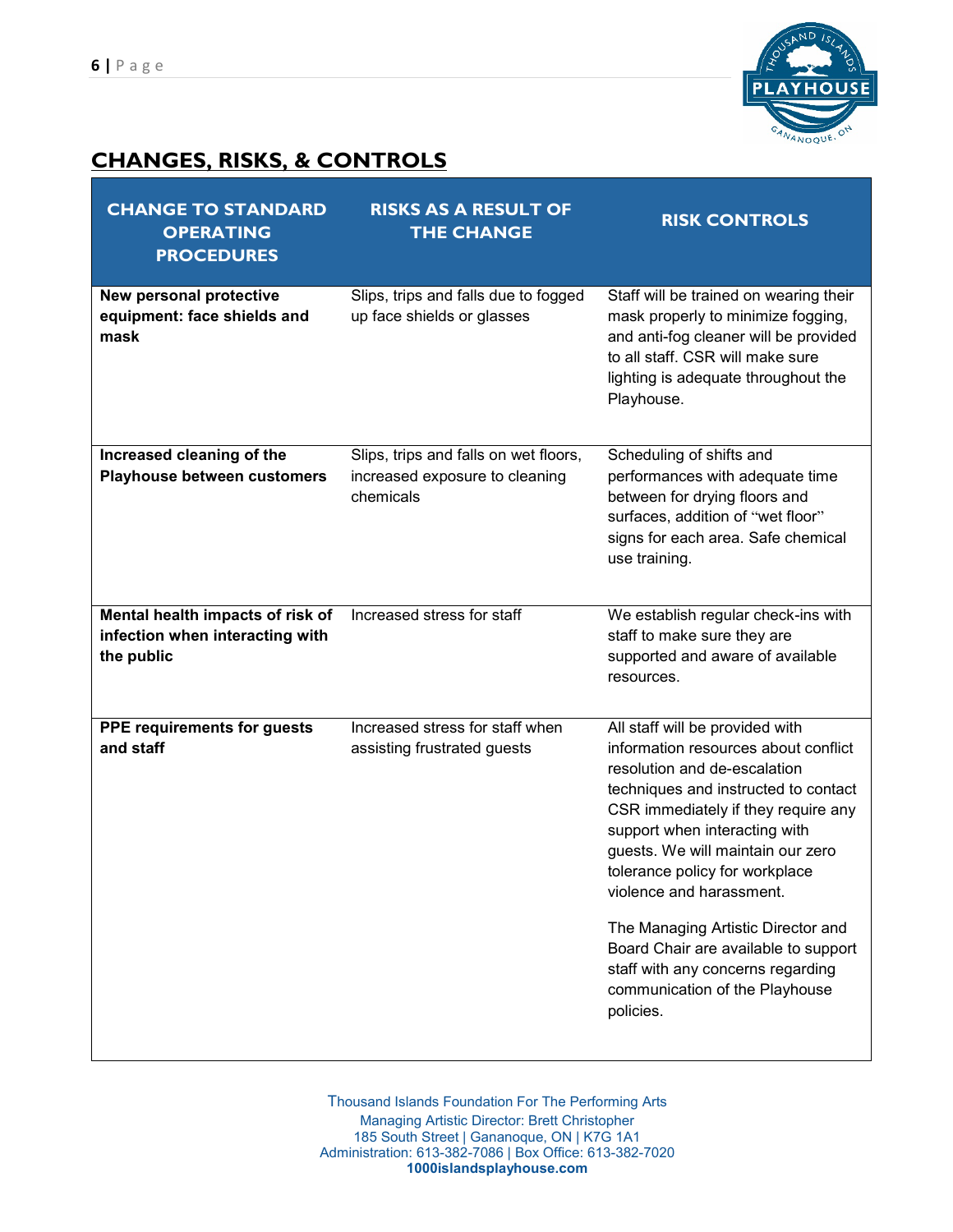## CHANGES, RISKS, & CONTROLS

| CHANGE TO STANDARD OPERATING PROCEDURES | RISKS AS A RESULT OF THE CHANGE | RISK CONTROLS |
|---|---|---|
| **New personal protective equipment: face shields and mask** | Slips, trips and falls due to fogged up face shields or glasses | Staff will be trained on wearing their mask properly to minimize fogging, and anti-fog cleaner will be provided to all staff. CSR will make sure lighting is adequate throughout the Playhouse. |
| **Increased cleaning of the Playhouse between customers** | Slips, trips and falls on wet floors, increased exposure to cleaning chemicals | Scheduling of shifts and performances with adequate time between for drying floors and surfaces, addition of "wet floor" signs for each area. Safe chemical use training. |
| **Mental health impacts of risk of infection when interacting with the public** | Increased stress for staff | We establish regular check-ins with staff to make sure they are supported and aware of available resources. |
| **PPE requirements for guests and staff** | Increased stress for staff when assisting frustrated guests | All staff will be provided with information resources about conflict resolution and de-escalation techniques and instructed to contact CSR immediately if they require any support when interacting with guests. We will maintain our zero tolerance policy for workplace violence and harassment.<br><br>The Managing Artistic Director and Board Chair are available to support staff with any concerns regarding communication of the Playhouse policies. |

Thousand Islands Foundation For The Performing Arts
Managing Artistic Director: Brett Christopher
185 South Street | Gananoque, ON | K7G 1A1
Administration: 613-382-7086 | Box Office: 613-382-7020
**1000islandsplayhouse.com**